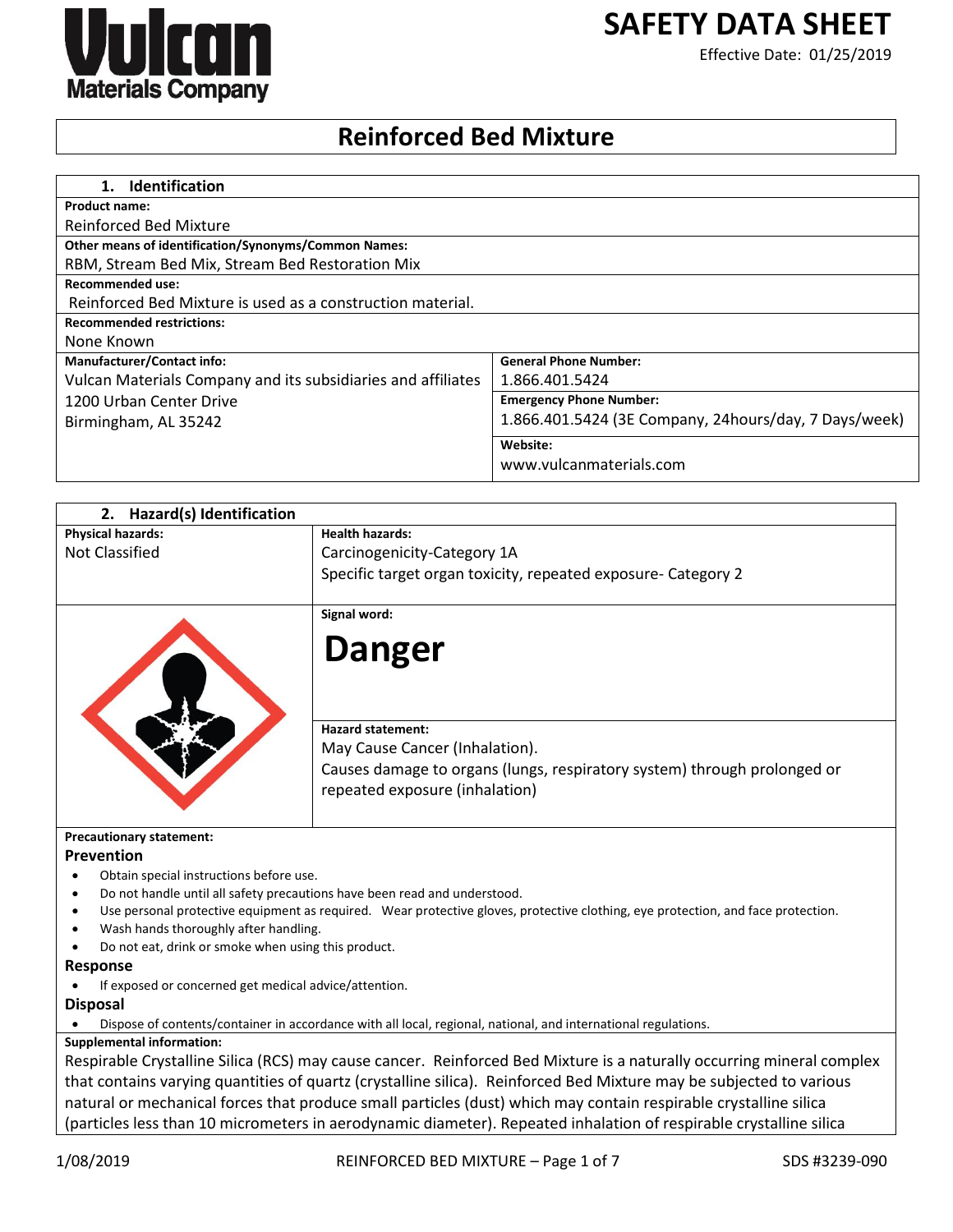Vulcan Materials Company

# SAFETY DATA SHEET

Effective Date: 01/25/2019

# Reinforced Bed Mixture

## 1. Identification

| | |
|---|---|
| **Product name:** | |
| Reinforced Bed Mixture | |
| **Other means of identification/Synonyms/Common Names:** | |
| RBM, Stream Bed Mix, Stream Bed Restoration Mix | |
| **Recommended use:** | |
| Reinforced Bed Mixture is used as a construction material. | |
| **Recommended restrictions:** | |
| None Known | |
| **Manufacturer/Contact info:** | **General Phone Number:** |
| Vulcan Materials Company and its subsidiaries and affiliates<br>1200 Urban Center Drive<br>Birmingham, AL 35242 | 1.866.401.5424 |
| | **Emergency Phone Number:** |
| | 1.866.401.5424 (3E Company, 24hours/day, 7 Days/week) |
| | **Website:** |
| | www.vulcanmaterials.com |

## 2. Hazard(s) Identification

| | |
|---|---|
| **Physical hazards:**<br>Not Classified | **Health hazards:**<br>Carcinogenicity-Category 1A<br>Specific target organ toxicity, repeated exposure- Category 2 |
| | **Signal word:**<br>**Danger** |
| | **Hazard statement:**<br>May Cause Cancer (Inhalation).<br>Causes damage to organs (lungs, respiratory system) through prolonged or repeated exposure (inhalation) |

**Precautionary statement:**

### Prevention

- Obtain special instructions before use.
- Do not handle until all safety precautions have been read and understood.
- Use personal protective equipment as required. Wear protective gloves, protective clothing, eye protection, and face protection.
- Wash hands thoroughly after handling.
- Do not eat, drink or smoke when using this product.

### Response

- If exposed or concerned get medical advice/attention.

### Disposal

- Dispose of contents/container in accordance with all local, regional, national, and international regulations.

**Supplemental information:**

Respirable Crystalline Silica (RCS) may cause cancer. Reinforced Bed Mixture is a naturally occurring mineral complex that contains varying quantities of quartz (crystalline silica). Reinforced Bed Mixture may be subjected to various natural or mechanical forces that produce small particles (dust) which may contain respirable crystalline silica (particles less than 10 micrometers in aerodynamic diameter). Repeated inhalation of respirable crystalline silica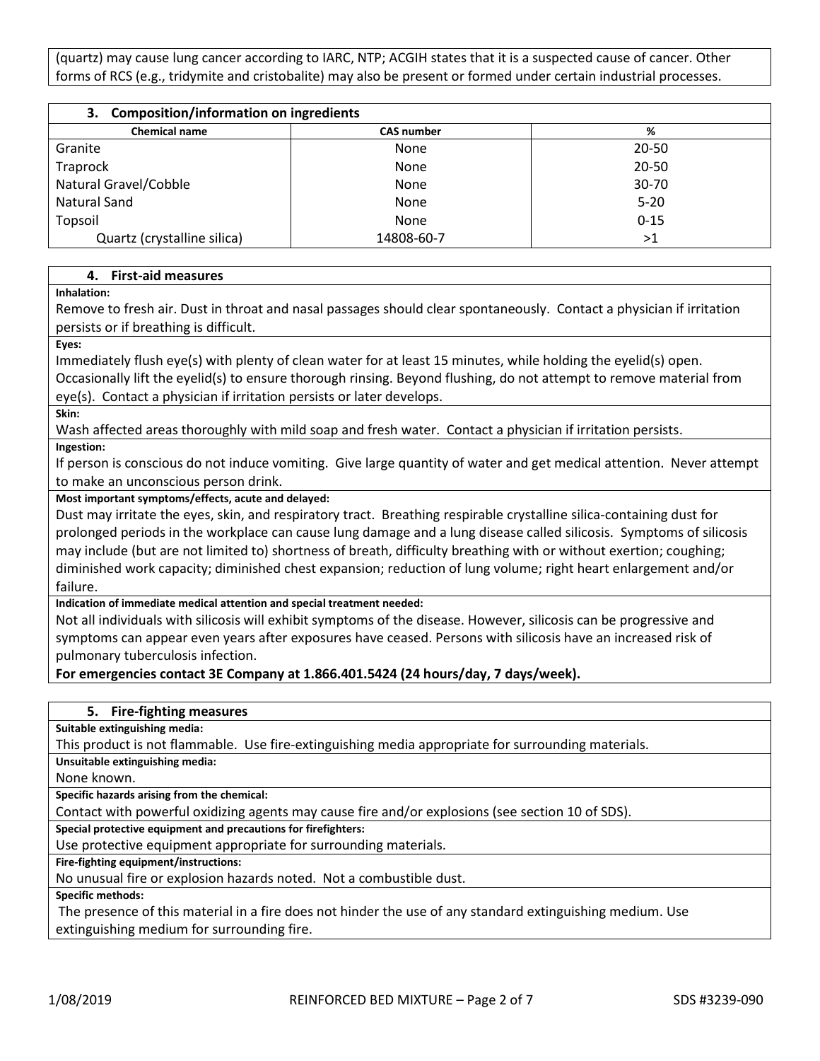(quartz) may cause lung cancer according to IARC, NTP; ACGIH states that it is a suspected cause of cancer. Other forms of RCS (e.g., tridymite and cristobalite) may also be present or formed under certain industrial processes.

## 3. Composition/information on ingredients

| Chemical name | CAS number | % |
|---|---|---|
| Granite | None | 20-50 |
| Traprock | None | 20-50 |
| Natural Gravel/Cobble | None | 30-70 |
| Natural Sand | None | 5-20 |
| Topsoil | None | 0-15 |
| Quartz (crystalline silica) | 14808-60-7 | >1 |

## 4. First-aid measures

**Inhalation:**

Remove to fresh air. Dust in throat and nasal passages should clear spontaneously. Contact a physician if irritation persists or if breathing is difficult.

**Eyes:**

Immediately flush eye(s) with plenty of clean water for at least 15 minutes, while holding the eyelid(s) open. Occasionally lift the eyelid(s) to ensure thorough rinsing. Beyond flushing, do not attempt to remove material from eye(s). Contact a physician if irritation persists or later develops.

**Skin:**

Wash affected areas thoroughly with mild soap and fresh water. Contact a physician if irritation persists.

**Ingestion:**

If person is conscious do not induce vomiting. Give large quantity of water and get medical attention. Never attempt to make an unconscious person drink.

**Most important symptoms/effects, acute and delayed:**

Dust may irritate the eyes, skin, and respiratory tract. Breathing respirable crystalline silica-containing dust for prolonged periods in the workplace can cause lung damage and a lung disease called silicosis. Symptoms of silicosis may include (but are not limited to) shortness of breath, difficulty breathing with or without exertion; coughing; diminished work capacity; diminished chest expansion; reduction of lung volume; right heart enlargement and/or failure.

**Indication of immediate medical attention and special treatment needed:**

Not all individuals with silicosis will exhibit symptoms of the disease. However, silicosis can be progressive and symptoms can appear even years after exposures have ceased. Persons with silicosis have an increased risk of pulmonary tuberculosis infection.

**For emergencies contact 3E Company at 1.866.401.5424 (24 hours/day, 7 days/week).**

## 5. Fire-fighting measures

**Suitable extinguishing media:**

This product is not flammable. Use fire-extinguishing media appropriate for surrounding materials.

**Unsuitable extinguishing media:**

None known.

**Specific hazards arising from the chemical:**

Contact with powerful oxidizing agents may cause fire and/or explosions (see section 10 of SDS).

**Special protective equipment and precautions for firefighters:**

Use protective equipment appropriate for surrounding materials.

**Fire-fighting equipment/instructions:**

No unusual fire or explosion hazards noted. Not a combustible dust.

**Specific methods:**

The presence of this material in a fire does not hinder the use of any standard extinguishing medium. Use extinguishing medium for surrounding fire.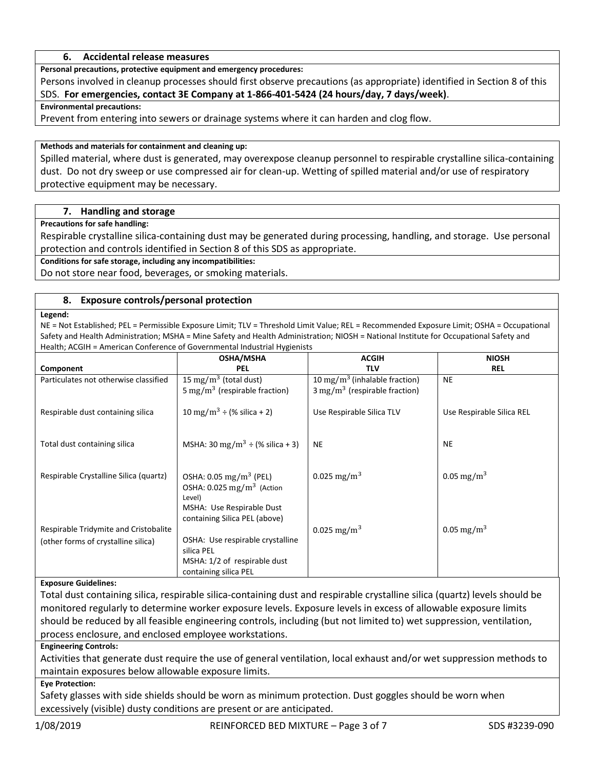## 6. Accidental release measures

**Personal precautions, protective equipment and emergency procedures:**

Persons involved in cleanup processes should first observe precautions (as appropriate) identified in Section 8 of this SDS. **For emergencies, contact 3E Company at 1-866-401-5424 (24 hours/day, 7 days/week)**.

**Environmental precautions:**

Prevent from entering into sewers or drainage systems where it can harden and clog flow.

**Methods and materials for containment and cleaning up:**

Spilled material, where dust is generated, may overexpose cleanup personnel to respirable crystalline silica-containing dust. Do not dry sweep or use compressed air for clean-up. Wetting of spilled material and/or use of respiratory protective equipment may be necessary.

## 7. Handling and storage

**Precautions for safe handling:**

Respirable crystalline silica-containing dust may be generated during processing, handling, and storage. Use personal protection and controls identified in Section 8 of this SDS as appropriate.

**Conditions for safe storage, including any incompatibilities:**

Do not store near food, beverages, or smoking materials.

## 8. Exposure controls/personal protection

**Legend:**

NE = Not Established; PEL = Permissible Exposure Limit; TLV = Threshold Limit Value; REL = Recommended Exposure Limit; OSHA = Occupational Safety and Health Administration; MSHA = Mine Safety and Health Administration; NIOSH = National Institute for Occupational Safety and Health; ACGIH = American Conference of Governmental Industrial Hygienists

| Component | OSHA/MSHA PEL | ACGIH TLV | NIOSH REL |
|---|---|---|---|
| Particulates not otherwise classified | 15 $mg/m^3$ (total dust)<br>5 $mg/m^3$ (respirable fraction) | 10 $mg/m^3$ (inhalable fraction)<br>3 $mg/m^3$ (respirable fraction) | NE |
| Respirable dust containing silica | 10 $mg/m^3$ ÷ (% silica + 2) | Use Respirable Silica TLV | Use Respirable Silica REL |
| Total dust containing silica | MSHA: 30 $mg/m^3$ ÷ (% silica + 3) | NE | NE |
| Respirable Crystalline Silica (quartz) | OSHA: 0.05 $mg/m^3$ (PEL)<br>OSHA: 0.025 $mg/m^3$ (Action Level)<br>MSHA: Use Respirable Dust containing Silica PEL (above) | 0.025 $mg/m^3$ | 0.05 $mg/m^3$ |
| Respirable Tridymite and Cristobalite (other forms of crystalline silica) | OSHA: Use respirable crystalline silica PEL<br>MSHA: 1/2 of respirable dust containing silica PEL | 0.025 $mg/m^3$ | 0.05 $mg/m^3$ |

**Exposure Guidelines:**

Total dust containing silica, respirable silica-containing dust and respirable crystalline silica (quartz) levels should be monitored regularly to determine worker exposure levels. Exposure levels in excess of allowable exposure limits should be reduced by all feasible engineering controls, including (but not limited to) wet suppression, ventilation, process enclosure, and enclosed employee workstations.

**Engineering Controls:**

Activities that generate dust require the use of general ventilation, local exhaust and/or wet suppression methods to maintain exposures below allowable exposure limits.

**Eye Protection:**

Safety glasses with side shields should be worn as minimum protection. Dust goggles should be worn when excessively (visible) dusty conditions are present or are anticipated.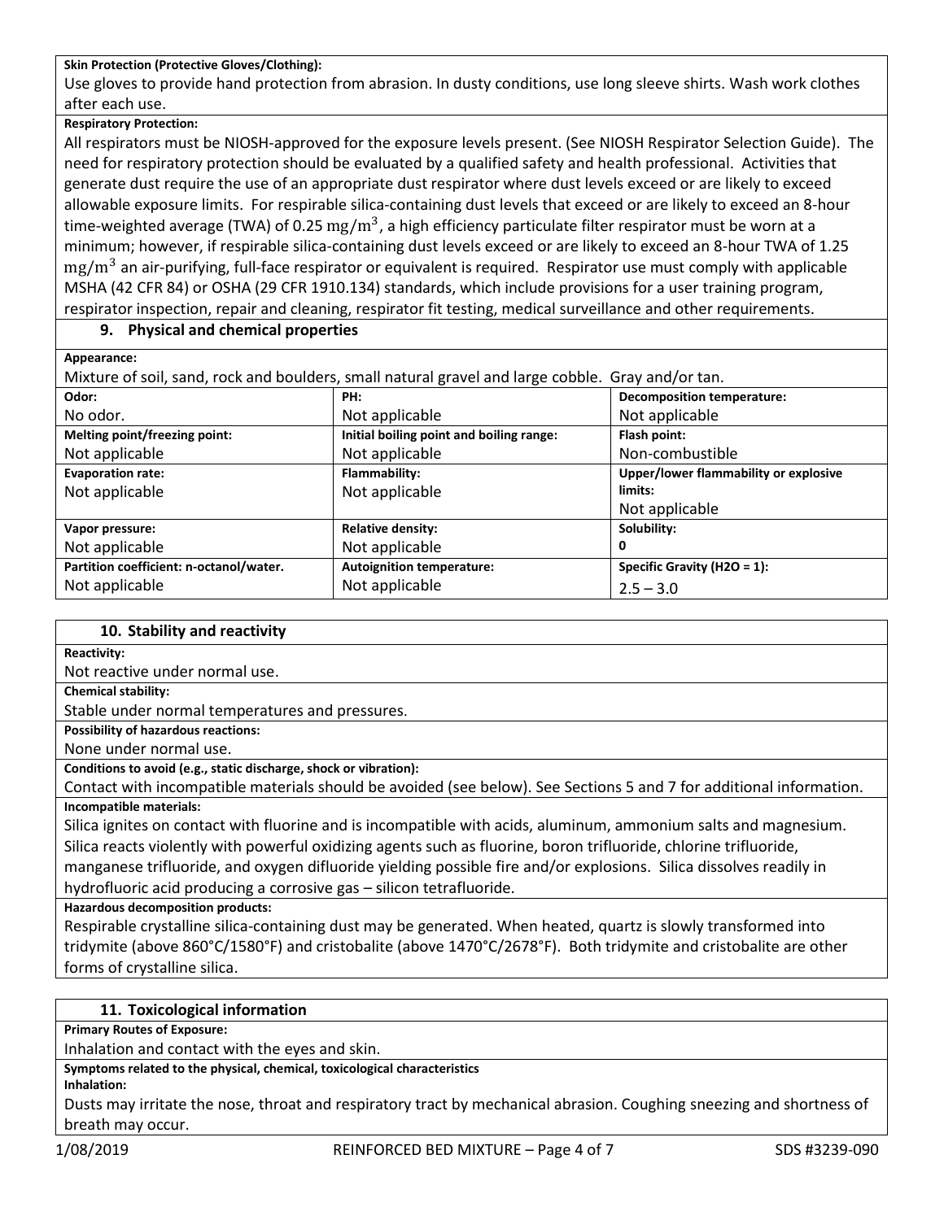**Skin Protection (Protective Gloves/Clothing):**

Use gloves to provide hand protection from abrasion. In dusty conditions, use long sleeve shirts. Wash work clothes after each use.

**Respiratory Protection:**

All respirators must be NIOSH-approved for the exposure levels present. (See NIOSH Respirator Selection Guide). The need for respiratory protection should be evaluated by a qualified safety and health professional. Activities that generate dust require the use of an appropriate dust respirator where dust levels exceed or are likely to exceed allowable exposure limits. For respirable silica-containing dust levels that exceed or are likely to exceed an 8-hour time-weighted average (TWA) of 0.25 $mg/m^3$, a high efficiency particulate filter respirator must be worn at a minimum; however, if respirable silica-containing dust levels exceed or are likely to exceed an 8-hour TWA of 1.25 $mg/m^3$ an air-purifying, full-face respirator or equivalent is required. Respirator use must comply with applicable MSHA (42 CFR 84) or OSHA (29 CFR 1910.134) standards, which include provisions for a user training program, respirator inspection, repair and cleaning, respirator fit testing, medical surveillance and other requirements.

## 9. Physical and chemical properties

**Appearance:**

Mixture of soil, sand, rock and boulders, small natural gravel and large cobble. Gray and/or tan.

| **Odor:** | **PH:** | **Decomposition temperature:** |
|---|---|---|
| No odor. | Not applicable | Not applicable |
| **Melting point/freezing point:** | **Initial boiling point and boiling range:** | **Flash point:** |
| Not applicable | Not applicable | Non-combustible |
| **Evaporation rate:** | **Flammability:** | **Upper/lower flammability or explosive limits:** |
| Not applicable | Not applicable | Not applicable |
| **Vapor pressure:** | **Relative density:** | **Solubility:** |
| Not applicable | Not applicable | 0 |
| **Partition coefficient: n-octanol/water.** | **Autoignition temperature:** | **Specific Gravity ($H_2O$ = 1):** |
| Not applicable | Not applicable | 2.5 – 3.0 |

## 10. Stability and reactivity

**Reactivity:**

Not reactive under normal use.

**Chemical stability:**

Stable under normal temperatures and pressures.

**Possibility of hazardous reactions:**

None under normal use.

**Conditions to avoid (e.g., static discharge, shock or vibration):**

Contact with incompatible materials should be avoided (see below). See Sections 5 and 7 for additional information.

**Incompatible materials:**

Silica ignites on contact with fluorine and is incompatible with acids, aluminum, ammonium salts and magnesium. Silica reacts violently with powerful oxidizing agents such as fluorine, boron trifluoride, chlorine trifluoride, manganese trifluoride, and oxygen difluoride yielding possible fire and/or explosions. Silica dissolves readily in hydrofluoric acid producing a corrosive gas – silicon tetrafluoride.

**Hazardous decomposition products:**

Respirable crystalline silica-containing dust may be generated. When heated, quartz is slowly transformed into tridymite (above 860°C/1580°F) and cristobalite (above 1470°C/2678°F). Both tridymite and cristobalite are other forms of crystalline silica.

## 11. Toxicological information

**Primary Routes of Exposure:**

Inhalation and contact with the eyes and skin.

**Symptoms related to the physical, chemical, toxicological characteristics**

**Inhalation:**

Dusts may irritate the nose, throat and respiratory tract by mechanical abrasion. Coughing sneezing and shortness of breath may occur.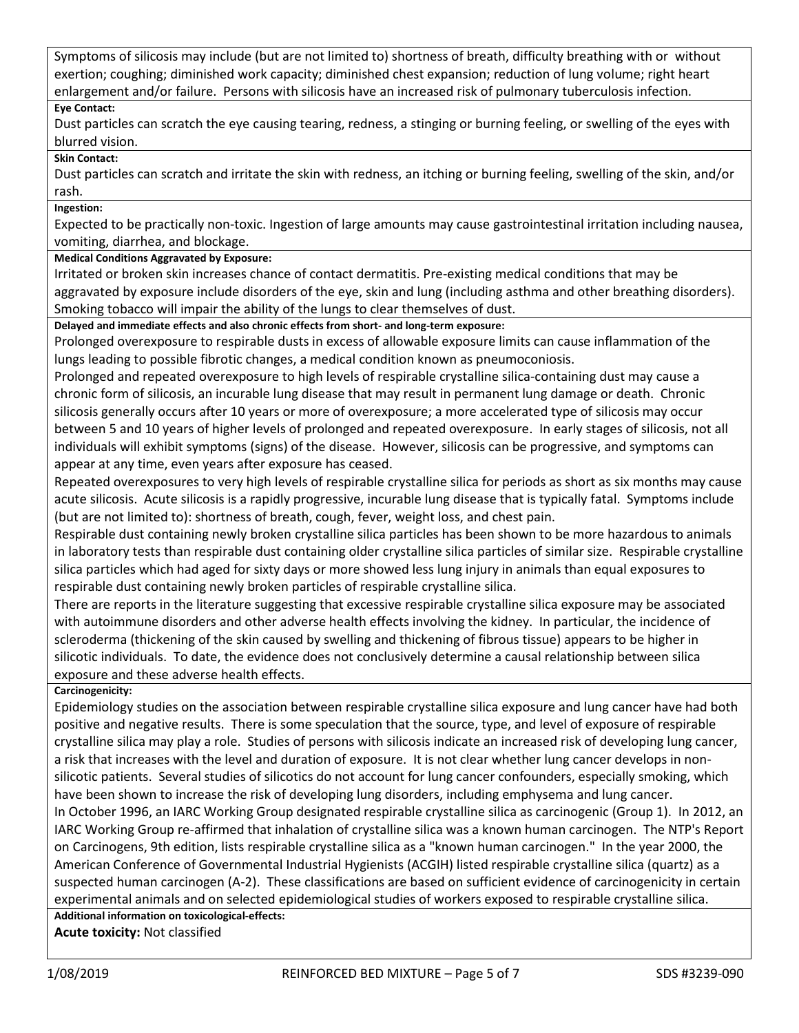Symptoms of silicosis may include (but are not limited to) shortness of breath, difficulty breathing with or without exertion; coughing; diminished work capacity; diminished chest expansion; reduction of lung volume; right heart enlargement and/or failure. Persons with silicosis have an increased risk of pulmonary tuberculosis infection.

**Eye Contact:**

Dust particles can scratch the eye causing tearing, redness, a stinging or burning feeling, or swelling of the eyes with blurred vision.

**Skin Contact:**

Dust particles can scratch and irritate the skin with redness, an itching or burning feeling, swelling of the skin, and/or rash.

**Ingestion:**

Expected to be practically non-toxic. Ingestion of large amounts may cause gastrointestinal irritation including nausea, vomiting, diarrhea, and blockage.

**Medical Conditions Aggravated by Exposure:**

Irritated or broken skin increases chance of contact dermatitis. Pre-existing medical conditions that may be aggravated by exposure include disorders of the eye, skin and lung (including asthma and other breathing disorders). Smoking tobacco will impair the ability of the lungs to clear themselves of dust.

**Delayed and immediate effects and also chronic effects from short- and long-term exposure:**

Prolonged overexposure to respirable dusts in excess of allowable exposure limits can cause inflammation of the lungs leading to possible fibrotic changes, a medical condition known as pneumoconiosis.

Prolonged and repeated overexposure to high levels of respirable crystalline silica-containing dust may cause a chronic form of silicosis, an incurable lung disease that may result in permanent lung damage or death. Chronic silicosis generally occurs after 10 years or more of overexposure; a more accelerated type of silicosis may occur between 5 and 10 years of higher levels of prolonged and repeated overexposure. In early stages of silicosis, not all individuals will exhibit symptoms (signs) of the disease. However, silicosis can be progressive, and symptoms can appear at any time, even years after exposure has ceased.

Repeated overexposures to very high levels of respirable crystalline silica for periods as short as six months may cause acute silicosis. Acute silicosis is a rapidly progressive, incurable lung disease that is typically fatal. Symptoms include (but are not limited to): shortness of breath, cough, fever, weight loss, and chest pain.

Respirable dust containing newly broken crystalline silica particles has been shown to be more hazardous to animals in laboratory tests than respirable dust containing older crystalline silica particles of similar size. Respirable crystalline silica particles which had aged for sixty days or more showed less lung injury in animals than equal exposures to respirable dust containing newly broken particles of respirable crystalline silica.

There are reports in the literature suggesting that excessive respirable crystalline silica exposure may be associated with autoimmune disorders and other adverse health effects involving the kidney. In particular, the incidence of scleroderma (thickening of the skin caused by swelling and thickening of fibrous tissue) appears to be higher in silicotic individuals. To date, the evidence does not conclusively determine a causal relationship between silica exposure and these adverse health effects.

**Carcinogenicity:**

Epidemiology studies on the association between respirable crystalline silica exposure and lung cancer have had both positive and negative results. There is some speculation that the source, type, and level of exposure of respirable crystalline silica may play a role. Studies of persons with silicosis indicate an increased risk of developing lung cancer, a risk that increases with the level and duration of exposure. It is not clear whether lung cancer develops in non-silicotic patients. Several studies of silicotics do not account for lung cancer confounders, especially smoking, which have been shown to increase the risk of developing lung disorders, including emphysema and lung cancer.

In October 1996, an IARC Working Group designated respirable crystalline silica as carcinogenic (Group 1). In 2012, an IARC Working Group re-affirmed that inhalation of crystalline silica was a known human carcinogen. The NTP's Report on Carcinogens, 9th edition, lists respirable crystalline silica as a "known human carcinogen." In the year 2000, the American Conference of Governmental Industrial Hygienists (ACGIH) listed respirable crystalline silica (quartz) as a suspected human carcinogen (A-2). These classifications are based on sufficient evidence of carcinogenicity in certain experimental animals and on selected epidemiological studies of workers exposed to respirable crystalline silica.

**Additional information on toxicological-effects:**

**Acute toxicity:** Not classified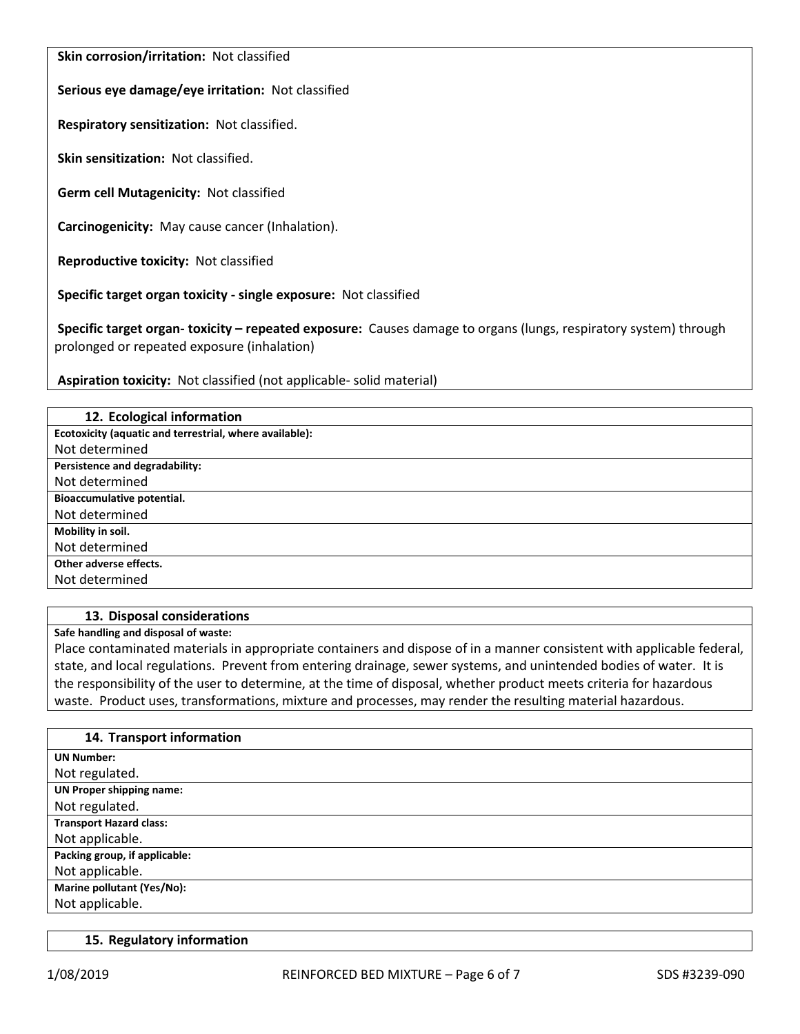**Skin corrosion/irritation:** Not classified

**Serious eye damage/eye irritation:** Not classified

**Respiratory sensitization:** Not classified.

**Skin sensitization:** Not classified.

**Germ cell Mutagenicity:** Not classified

**Carcinogenicity:** May cause cancer (Inhalation).

**Reproductive toxicity:** Not classified

**Specific target organ toxicity - single exposure:** Not classified

**Specific target organ- toxicity – repeated exposure:** Causes damage to organs (lungs, respiratory system) through prolonged or repeated exposure (inhalation)

**Aspiration toxicity:** Not classified (not applicable- solid material)

## 12. Ecological information

**Ecotoxicity (aquatic and terrestrial, where available):**
Not determined

**Persistence and degradability:**
Not determined

**Bioaccumulative potential.**
Not determined

**Mobility in soil.**
Not determined

**Other adverse effects.**
Not determined

## 13. Disposal considerations

**Safe handling and disposal of waste:**
Place contaminated materials in appropriate containers and dispose of in a manner consistent with applicable federal, state, and local regulations. Prevent from entering drainage, sewer systems, and unintended bodies of water. It is the responsibility of the user to determine, at the time of disposal, whether product meets criteria for hazardous waste. Product uses, transformations, mixture and processes, may render the resulting material hazardous.

## 14. Transport information

**UN Number:**
Not regulated.

**UN Proper shipping name:**
Not regulated.

**Transport Hazard class:**
Not applicable.

**Packing group, if applicable:**
Not applicable.

**Marine pollutant (Yes/No):**
Not applicable.

## 15. Regulatory information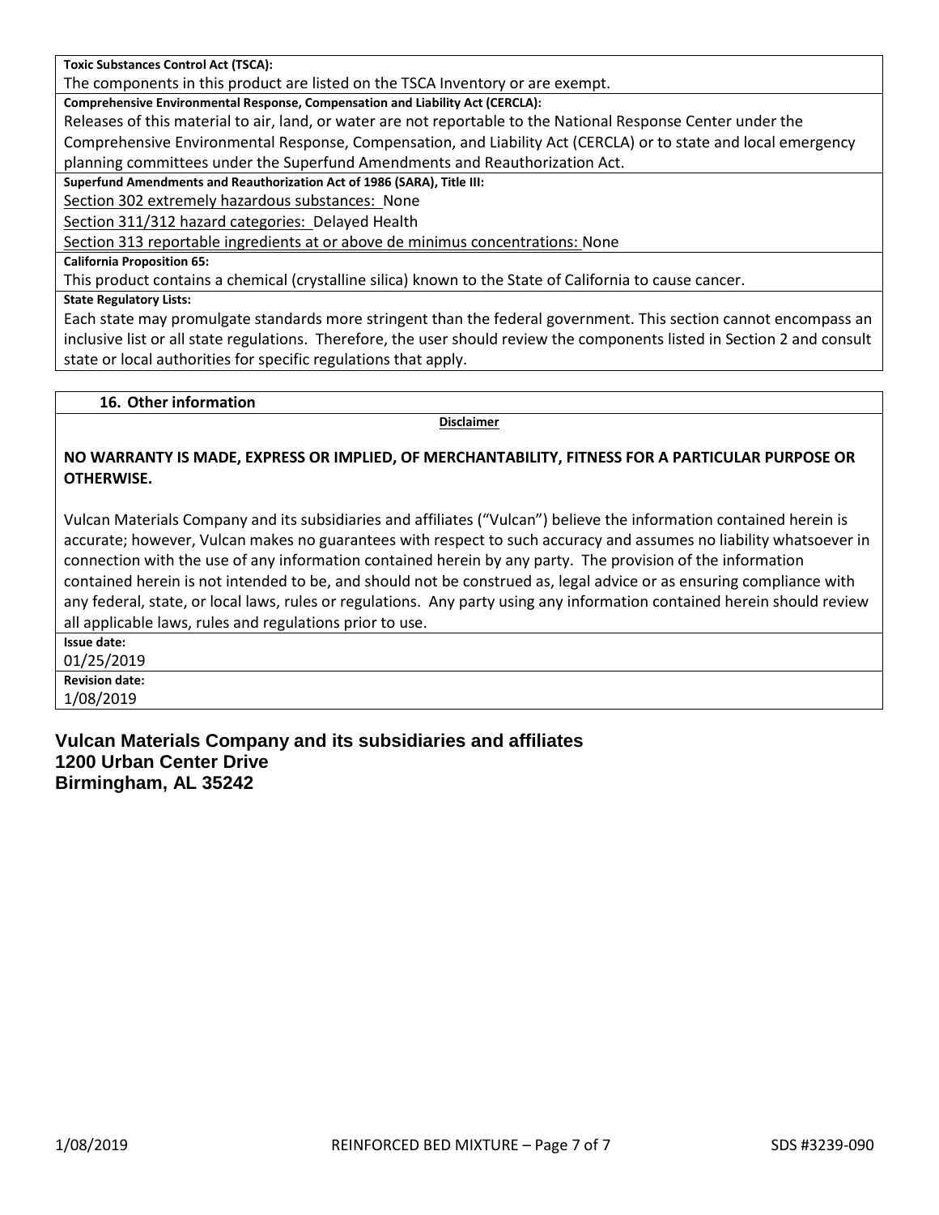**Toxic Substances Control Act (TSCA):**

The components in this product are listed on the TSCA Inventory or are exempt.

**Comprehensive Environmental Response, Compensation and Liability Act (CERCLA):**

Releases of this material to air, land, or water are not reportable to the National Response Center under the Comprehensive Environmental Response, Compensation, and Liability Act (CERCLA) or to state and local emergency planning committees under the Superfund Amendments and Reauthorization Act.

**Superfund Amendments and Reauthorization Act of 1986 (SARA), Title III:**

Section 302 extremely hazardous substances: None

Section 311/312 hazard categories: Delayed Health

Section 313 reportable ingredients at or above de minimus concentrations: None

**California Proposition 65:**

This product contains a chemical (crystalline silica) known to the State of California to cause cancer.

**State Regulatory Lists:**

Each state may promulgate standards more stringent than the federal government. This section cannot encompass an inclusive list or all state regulations. Therefore, the user should review the components listed in Section 2 and consult state or local authorities for specific regulations that apply.

## 16. Other information

**Disclaimer**

**NO WARRANTY IS MADE, EXPRESS OR IMPLIED, OF MERCHANTABILITY, FITNESS FOR A PARTICULAR PURPOSE OR OTHERWISE.**

Vulcan Materials Company and its subsidiaries and affiliates ("Vulcan") believe the information contained herein is accurate; however, Vulcan makes no guarantees with respect to such accuracy and assumes no liability whatsoever in connection with the use of any information contained herein by any party. The provision of the information contained herein is not intended to be, and should not be construed as, legal advice or as ensuring compliance with any federal, state, or local laws, rules or regulations. Any party using any information contained herein should review all applicable laws, rules and regulations prior to use.

**Issue date:**

01/25/2019

**Revision date:**

1/08/2019

**Vulcan Materials Company and its subsidiaries and affiliates**
**1200 Urban Center Drive**
**Birmingham, AL 35242**